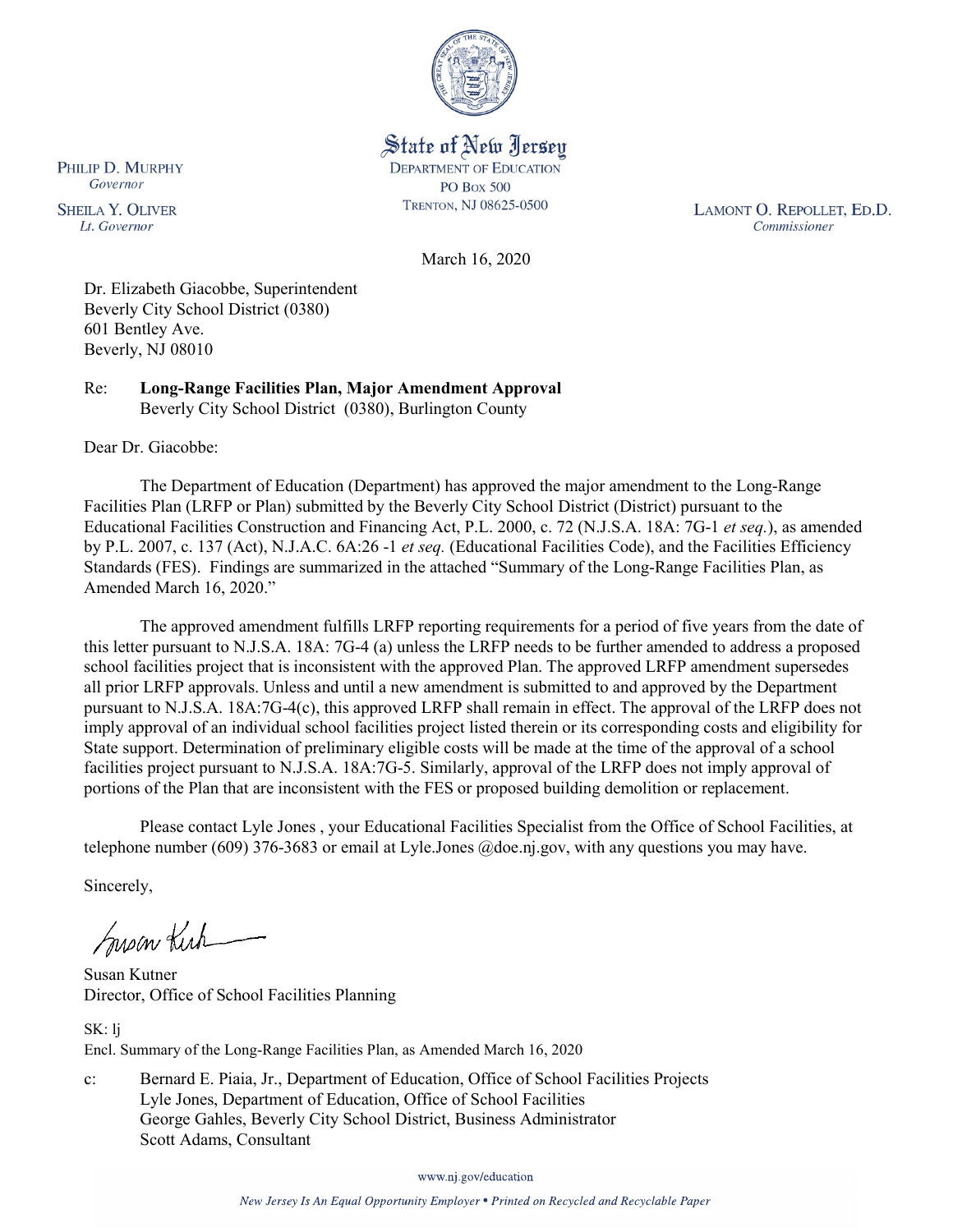State of New Jersey
DEPARTMENT OF EDUCATION
PO Box 500
TRENTON, NJ 08625-0500

PHILIP D. MURPHY
*Governor*

SHEILA Y. OLIVER
*Lt. Governor*

LAMONT O. REPOLLET, ED.D.
*Commissioner*

March 16, 2020

Dr. Elizabeth Giacobbe, Superintendent
Beverly City School District (0380)
601 Bentley Ave.
Beverly, NJ 08010

Re: **Long-Range Facilities Plan, Major Amendment Approval**
Beverly City School District (0380), Burlington County

Dear Dr. Giacobbe:

The Department of Education (Department) has approved the major amendment to the Long-Range Facilities Plan (LRFP or Plan) submitted by the Beverly City School District (District) pursuant to the Educational Facilities Construction and Financing Act, P.L. 2000, c. 72 (N.J.S.A. 18A: 7G-1 *et seq.*), as amended by P.L. 2007, c. 137 (Act), N.J.A.C. 6A:26 -1 *et seq.* (Educational Facilities Code), and the Facilities Efficiency Standards (FES). Findings are summarized in the attached "Summary of the Long-Range Facilities Plan, as Amended March 16, 2020."

The approved amendment fulfills LRFP reporting requirements for a period of five years from the date of this letter pursuant to N.J.S.A. 18A: 7G-4 (a) unless the LRFP needs to be further amended to address a proposed school facilities project that is inconsistent with the approved Plan. The approved LRFP amendment supersedes all prior LRFP approvals. Unless and until a new amendment is submitted to and approved by the Department pursuant to N.J.S.A. 18A:7G-4(c), this approved LRFP shall remain in effect. The approval of the LRFP does not imply approval of an individual school facilities project listed therein or its corresponding costs and eligibility for State support. Determination of preliminary eligible costs will be made at the time of the approval of a school facilities project pursuant to N.J.S.A. 18A:7G-5. Similarly, approval of the LRFP does not imply approval of portions of the Plan that are inconsistent with the FES or proposed building demolition or replacement.

Please contact Lyle Jones , your Educational Facilities Specialist from the Office of School Facilities, at telephone number (609) 376-3683 or email at Lyle.Jones @doe.nj.gov, with any questions you may have.

Sincerely,

Susan Kutner
Director, Office of School Facilities Planning

SK: lj
Encl. Summary of the Long-Range Facilities Plan, as Amended March 16, 2020

c: Bernard E. Piaia, Jr., Department of Education, Office of School Facilities Projects
Lyle Jones, Department of Education, Office of School Facilities
George Gahles, Beverly City School District, Business Administrator
Scott Adams, Consultant

www.nj.gov/education

*New Jersey Is An Equal Opportunity Employer • Printed on Recycled and Recyclable Paper*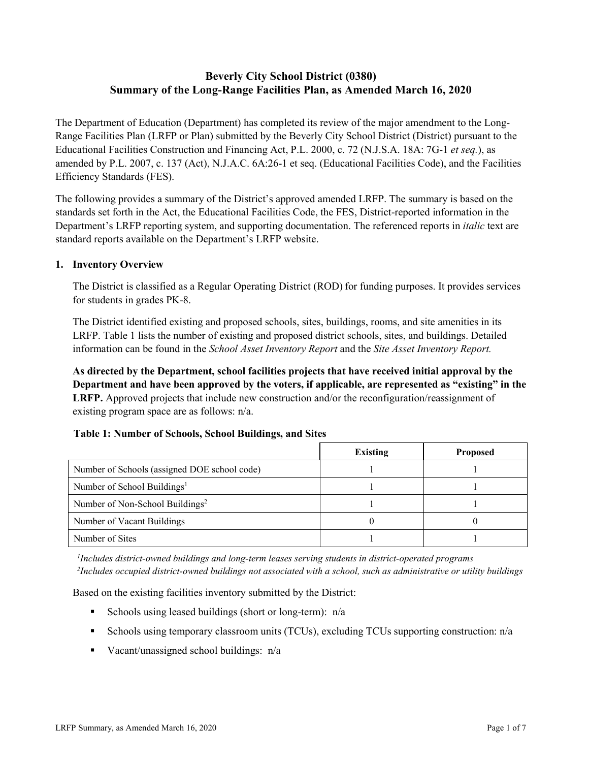# Beverly City School District (0380)
# Summary of the Long-Range Facilities Plan, as Amended March 16, 2020

The Department of Education (Department) has completed its review of the major amendment to the Long-Range Facilities Plan (LRFP or Plan) submitted by the Beverly City School District (District) pursuant to the Educational Facilities Construction and Financing Act, P.L. 2000, c. 72 (N.J.S.A. 18A: 7G-1 *et seq.*), as amended by P.L. 2007, c. 137 (Act), N.J.A.C. 6A:26-1 et seq. (Educational Facilities Code), and the Facilities Efficiency Standards (FES).

The following provides a summary of the District's approved amended LRFP. The summary is based on the standards set forth in the Act, the Educational Facilities Code, the FES, District-reported information in the Department's LRFP reporting system, and supporting documentation. The referenced reports in *italic* text are standard reports available on the Department's LRFP website.

## 1. Inventory Overview

The District is classified as a Regular Operating District (ROD) for funding purposes. It provides services for students in grades PK-8.

The District identified existing and proposed schools, sites, buildings, rooms, and site amenities in its LRFP. Table 1 lists the number of existing and proposed district schools, sites, and buildings. Detailed information can be found in the *School Asset Inventory Report* and the *Site Asset Inventory Report.*

**As directed by the Department, school facilities projects that have received initial approval by the Department and have been approved by the voters, if applicable, are represented as "existing" in the LRFP.** Approved projects that include new construction and/or the reconfiguration/reassignment of existing program space are as follows: n/a.

**Table 1: Number of Schools, School Buildings, and Sites**

| | Existing | Proposed |
|---|---|---|
| Number of Schools (assigned DOE school code) | 1 | 1 |
| Number of School Buildings[1] | 1 | 1 |
| Number of Non-School Buildings[2] | 1 | 1 |
| Number of Vacant Buildings | 0 | 0 |
| Number of Sites | 1 | 1 |

*[1]Includes district-owned buildings and long-term leases serving students in district-operated programs*
*[2]Includes occupied district-owned buildings not associated with a school, such as administrative or utility buildings*

Based on the existing facilities inventory submitted by the District:

- Schools using leased buildings (short or long-term): n/a
- Schools using temporary classroom units (TCUs), excluding TCUs supporting construction: n/a
- Vacant/unassigned school buildings: n/a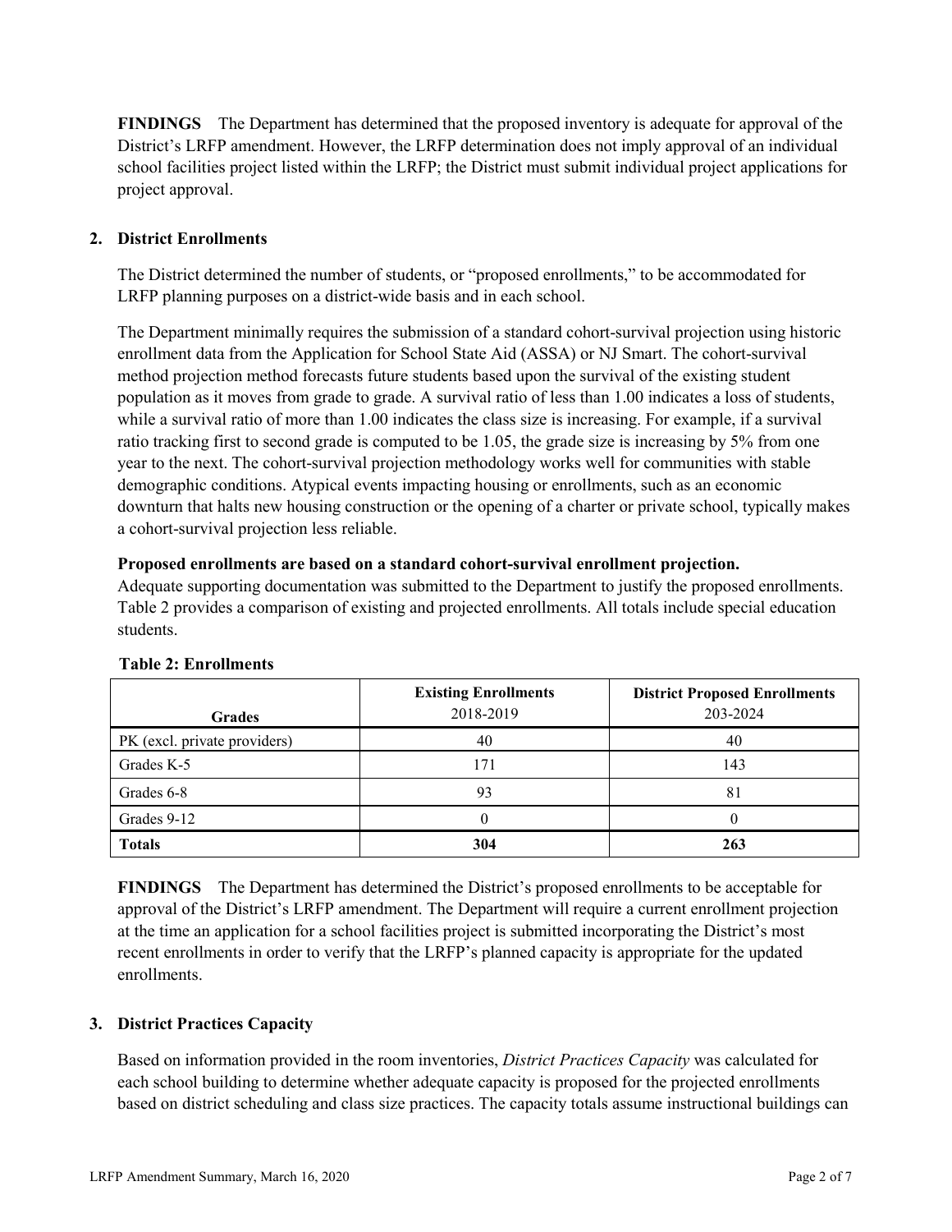**FINDINGS** The Department has determined that the proposed inventory is adequate for approval of the District's LRFP amendment. However, the LRFP determination does not imply approval of an individual school facilities project listed within the LRFP; the District must submit individual project applications for project approval.

## 2. District Enrollments

The District determined the number of students, or "proposed enrollments," to be accommodated for LRFP planning purposes on a district-wide basis and in each school.

The Department minimally requires the submission of a standard cohort-survival projection using historic enrollment data from the Application for School State Aid (ASSA) or NJ Smart. The cohort-survival method projection method forecasts future students based upon the survival of the existing student population as it moves from grade to grade. A survival ratio of less than 1.00 indicates a loss of students, while a survival ratio of more than 1.00 indicates the class size is increasing. For example, if a survival ratio tracking first to second grade is computed to be 1.05, the grade size is increasing by 5% from one year to the next. The cohort-survival projection methodology works well for communities with stable demographic conditions. Atypical events impacting housing or enrollments, such as an economic downturn that halts new housing construction or the opening of a charter or private school, typically makes a cohort-survival projection less reliable.

**Proposed enrollments are based on a standard cohort-survival enrollment projection.**
Adequate supporting documentation was submitted to the Department to justify the proposed enrollments. Table 2 provides a comparison of existing and projected enrollments. All totals include special education students.

**Table 2: Enrollments**

| Grades | Existing Enrollments 2018-2019 | District Proposed Enrollments 203-2024 |
|---|---|---|
| PK (excl. private providers) | 40 | 40 |
| Grades K-5 | 171 | 143 |
| Grades 6-8 | 93 | 81 |
| Grades 9-12 | 0 | 0 |
| **Totals** | **304** | **263** |

**FINDINGS** The Department has determined the District's proposed enrollments to be acceptable for approval of the District's LRFP amendment. The Department will require a current enrollment projection at the time an application for a school facilities project is submitted incorporating the District's most recent enrollments in order to verify that the LRFP's planned capacity is appropriate for the updated enrollments.

## 3. District Practices Capacity

Based on information provided in the room inventories, *District Practices Capacity* was calculated for each school building to determine whether adequate capacity is proposed for the projected enrollments based on district scheduling and class size practices. The capacity totals assume instructional buildings can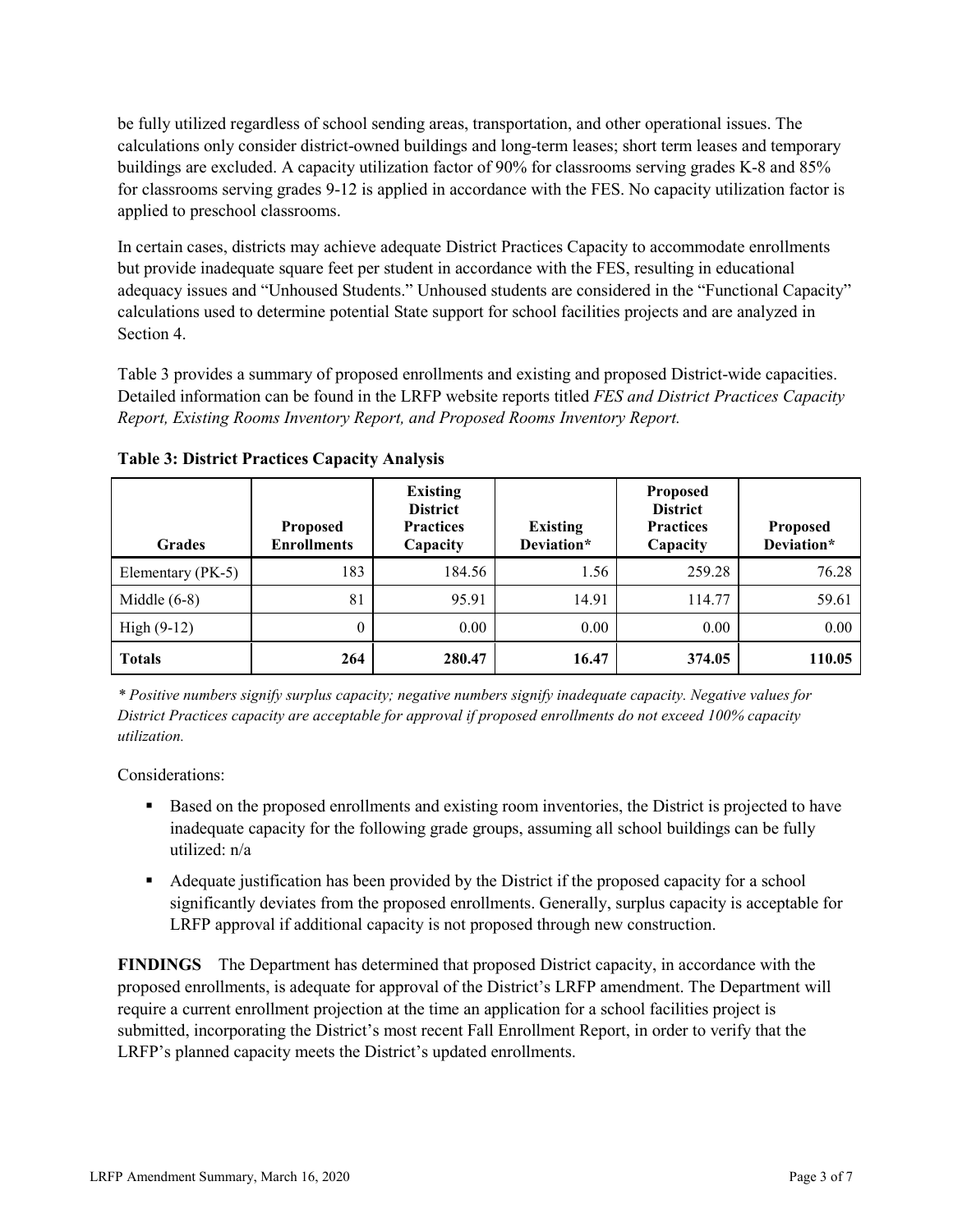be fully utilized regardless of school sending areas, transportation, and other operational issues. The calculations only consider district-owned buildings and long-term leases; short term leases and temporary buildings are excluded. A capacity utilization factor of 90% for classrooms serving grades K-8 and 85% for classrooms serving grades 9-12 is applied in accordance with the FES. No capacity utilization factor is applied to preschool classrooms.

In certain cases, districts may achieve adequate District Practices Capacity to accommodate enrollments but provide inadequate square feet per student in accordance with the FES, resulting in educational adequacy issues and "Unhoused Students." Unhoused students are considered in the "Functional Capacity" calculations used to determine potential State support for school facilities projects and are analyzed in Section 4.

Table 3 provides a summary of proposed enrollments and existing and proposed District-wide capacities. Detailed information can be found in the LRFP website reports titled *FES and District Practices Capacity Report, Existing Rooms Inventory Report, and Proposed Rooms Inventory Report.*

**Table 3: District Practices Capacity Analysis**

| Grades | Proposed Enrollments | Existing District Practices Capacity | Existing Deviation* | Proposed District Practices Capacity | Proposed Deviation* |
|---|---|---|---|---|---|
| Elementary (PK-5) | 183 | 184.56 | 1.56 | 259.28 | 76.28 |
| Middle (6-8) | 81 | 95.91 | 14.91 | 114.77 | 59.61 |
| High (9-12) | 0 | 0.00 | 0.00 | 0.00 | 0.00 |
| **Totals** | **264** | **280.47** | **16.47** | **374.05** | **110.05** |

*\* Positive numbers signify surplus capacity; negative numbers signify inadequate capacity. Negative values for District Practices capacity are acceptable for approval if proposed enrollments do not exceed 100% capacity utilization.*

Considerations:

- Based on the proposed enrollments and existing room inventories, the District is projected to have inadequate capacity for the following grade groups, assuming all school buildings can be fully utilized: n/a
- Adequate justification has been provided by the District if the proposed capacity for a school significantly deviates from the proposed enrollments. Generally, surplus capacity is acceptable for LRFP approval if additional capacity is not proposed through new construction.

**FINDINGS** The Department has determined that proposed District capacity, in accordance with the proposed enrollments, is adequate for approval of the District's LRFP amendment. The Department will require a current enrollment projection at the time an application for a school facilities project is submitted, incorporating the District's most recent Fall Enrollment Report, in order to verify that the LRFP's planned capacity meets the District's updated enrollments.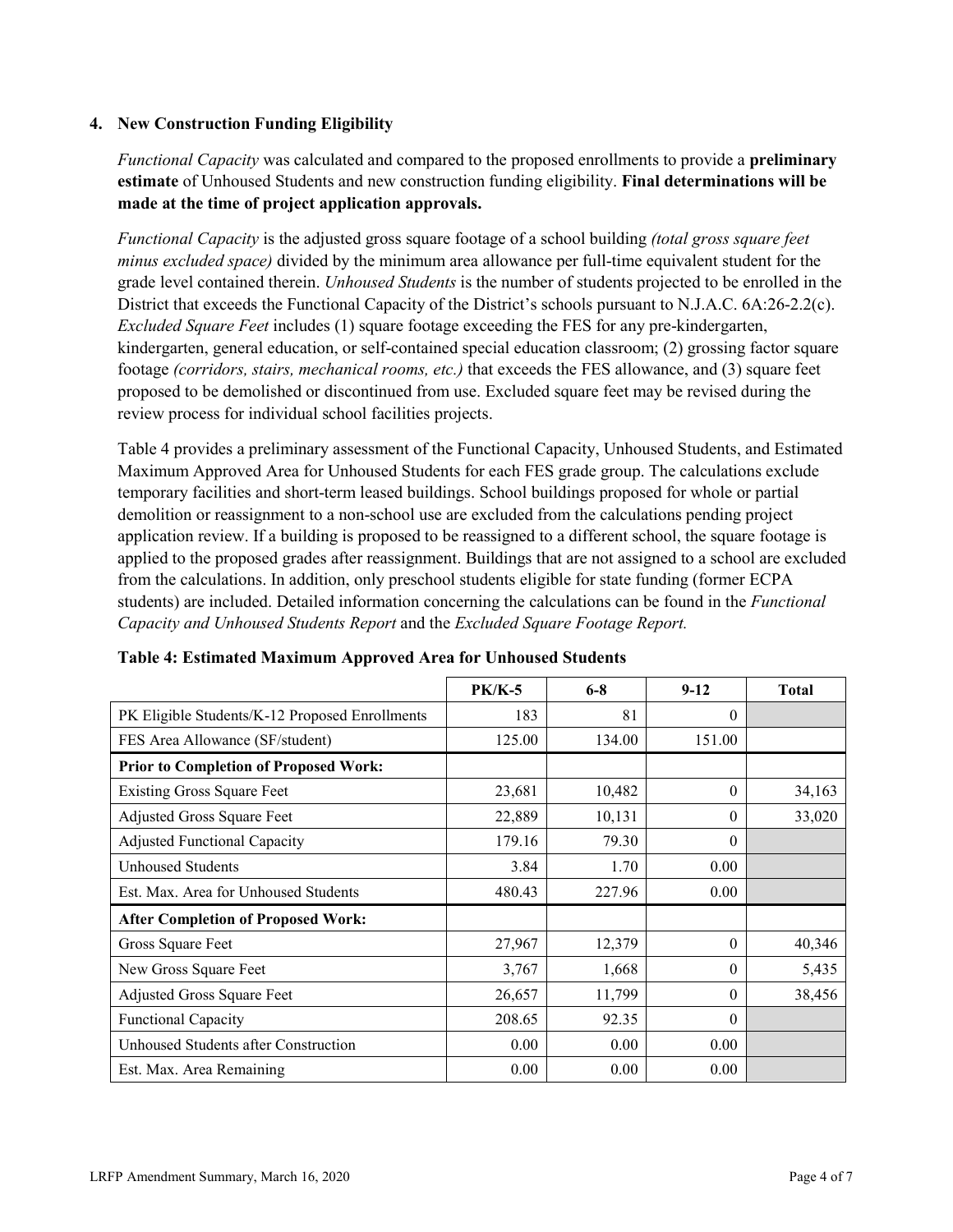## 4. New Construction Funding Eligibility

*Functional Capacity* was calculated and compared to the proposed enrollments to provide a **preliminary estimate** of Unhoused Students and new construction funding eligibility. **Final determinations will be made at the time of project application approvals.**

*Functional Capacity* is the adjusted gross square footage of a school building *(total gross square feet minus excluded space)* divided by the minimum area allowance per full-time equivalent student for the grade level contained therein. *Unhoused Students* is the number of students projected to be enrolled in the District that exceeds the Functional Capacity of the District's schools pursuant to N.J.A.C. 6A:26-2.2(c). *Excluded Square Feet* includes (1) square footage exceeding the FES for any pre-kindergarten, kindergarten, general education, or self-contained special education classroom; (2) grossing factor square footage *(corridors, stairs, mechanical rooms, etc.)* that exceeds the FES allowance, and (3) square feet proposed to be demolished or discontinued from use. Excluded square feet may be revised during the review process for individual school facilities projects.

Table 4 provides a preliminary assessment of the Functional Capacity, Unhoused Students, and Estimated Maximum Approved Area for Unhoused Students for each FES grade group. The calculations exclude temporary facilities and short-term leased buildings. School buildings proposed for whole or partial demolition or reassignment to a non-school use are excluded from the calculations pending project application review. If a building is proposed to be reassigned to a different school, the square footage is applied to the proposed grades after reassignment. Buildings that are not assigned to a school are excluded from the calculations. In addition, only preschool students eligible for state funding (former ECPA students) are included. Detailed information concerning the calculations can be found in the *Functional Capacity and Unhoused Students Report* and the *Excluded Square Footage Report.*

**Table 4: Estimated Maximum Approved Area for Unhoused Students**

| | PK/K-5 | 6-8 | 9-12 | Total |
|---|---|---|---|---|
| PK Eligible Students/K-12 Proposed Enrollments | 183 | 81 | 0 | |
| FES Area Allowance (SF/student) | 125.00 | 134.00 | 151.00 | |
| **Prior to Completion of Proposed Work:** | | | | |
| Existing Gross Square Feet | 23,681 | 10,482 | 0 | 34,163 |
| Adjusted Gross Square Feet | 22,889 | 10,131 | 0 | 33,020 |
| Adjusted Functional Capacity | 179.16 | 79.30 | 0 | |
| Unhoused Students | 3.84 | 1.70 | 0.00 | |
| Est. Max. Area for Unhoused Students | 480.43 | 227.96 | 0.00 | |
| **After Completion of Proposed Work:** | | | | |
| Gross Square Feet | 27,967 | 12,379 | 0 | 40,346 |
| New Gross Square Feet | 3,767 | 1,668 | 0 | 5,435 |
| Adjusted Gross Square Feet | 26,657 | 11,799 | 0 | 38,456 |
| Functional Capacity | 208.65 | 92.35 | 0 | |
| Unhoused Students after Construction | 0.00 | 0.00 | 0.00 | |
| Est. Max. Area Remaining | 0.00 | 0.00 | 0.00 | |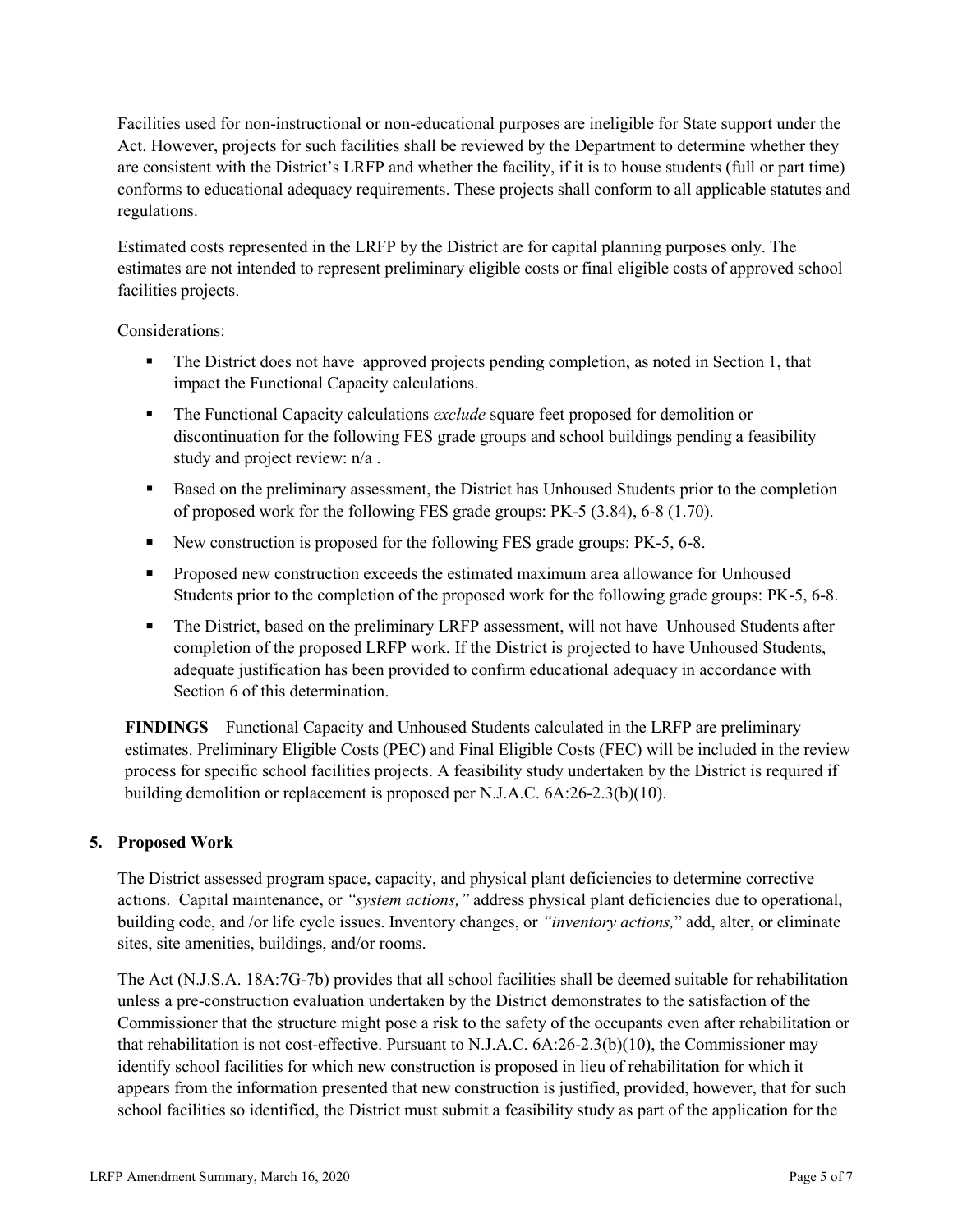Facilities used for non-instructional or non-educational purposes are ineligible for State support under the Act. However, projects for such facilities shall be reviewed by the Department to determine whether they are consistent with the District's LRFP and whether the facility, if it is to house students (full or part time) conforms to educational adequacy requirements. These projects shall conform to all applicable statutes and regulations.

Estimated costs represented in the LRFP by the District are for capital planning purposes only. The estimates are not intended to represent preliminary eligible costs or final eligible costs of approved school facilities projects.

Considerations:

- The District does not have approved projects pending completion, as noted in Section 1, that impact the Functional Capacity calculations.
- The Functional Capacity calculations *exclude* square feet proposed for demolition or discontinuation for the following FES grade groups and school buildings pending a feasibility study and project review: n/a .
- Based on the preliminary assessment, the District has Unhoused Students prior to the completion of proposed work for the following FES grade groups: PK-5 (3.84), 6-8 (1.70).
- New construction is proposed for the following FES grade groups: PK-5, 6-8.
- Proposed new construction exceeds the estimated maximum area allowance for Unhoused Students prior to the completion of the proposed work for the following grade groups: PK-5, 6-8.
- The District, based on the preliminary LRFP assessment, will not have Unhoused Students after completion of the proposed LRFP work. If the District is projected to have Unhoused Students, adequate justification has been provided to confirm educational adequacy in accordance with Section 6 of this determination.

**FINDINGS** Functional Capacity and Unhoused Students calculated in the LRFP are preliminary estimates. Preliminary Eligible Costs (PEC) and Final Eligible Costs (FEC) will be included in the review process for specific school facilities projects. A feasibility study undertaken by the District is required if building demolition or replacement is proposed per N.J.A.C. 6A:26-2.3(b)(10).

## 5. Proposed Work

The District assessed program space, capacity, and physical plant deficiencies to determine corrective actions. Capital maintenance, or *"system actions,"* address physical plant deficiencies due to operational, building code, and /or life cycle issues. Inventory changes, or *"inventory actions,"* add, alter, or eliminate sites, site amenities, buildings, and/or rooms.

The Act (N.J.S.A. 18A:7G-7b) provides that all school facilities shall be deemed suitable for rehabilitation unless a pre-construction evaluation undertaken by the District demonstrates to the satisfaction of the Commissioner that the structure might pose a risk to the safety of the occupants even after rehabilitation or that rehabilitation is not cost-effective. Pursuant to N.J.A.C. 6A:26-2.3(b)(10), the Commissioner may identify school facilities for which new construction is proposed in lieu of rehabilitation for which it appears from the information presented that new construction is justified, provided, however, that for such school facilities so identified, the District must submit a feasibility study as part of the application for the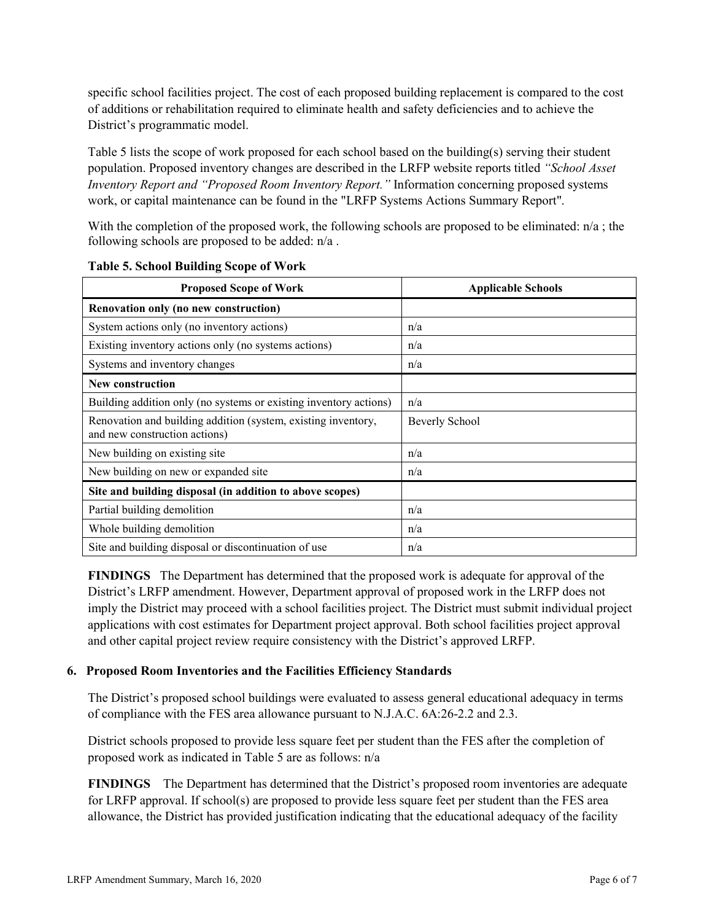specific school facilities project. The cost of each proposed building replacement is compared to the cost of additions or rehabilitation required to eliminate health and safety deficiencies and to achieve the District's programmatic model.

Table 5 lists the scope of work proposed for each school based on the building(s) serving their student population. Proposed inventory changes are described in the LRFP website reports titled *"School Asset Inventory Report and "Proposed Room Inventory Report."* Information concerning proposed systems work, or capital maintenance can be found in the "LRFP Systems Actions Summary Report".

With the completion of the proposed work, the following schools are proposed to be eliminated: n/a ; the following schools are proposed to be added: n/a .

**Table 5. School Building Scope of Work**

| Proposed Scope of Work | Applicable Schools |
|---|---|
| **Renovation only (no new construction)** | |
| System actions only (no inventory actions) | n/a |
| Existing inventory actions only (no systems actions) | n/a |
| Systems and inventory changes | n/a |
| **New construction** | |
| Building addition only (no systems or existing inventory actions) | n/a |
| Renovation and building addition (system, existing inventory, and new construction actions) | Beverly School |
| New building on existing site | n/a |
| New building on new or expanded site | n/a |
| **Site and building disposal (in addition to above scopes)** | |
| Partial building demolition | n/a |
| Whole building demolition | n/a |
| Site and building disposal or discontinuation of use | n/a |

**FINDINGS** The Department has determined that the proposed work is adequate for approval of the District's LRFP amendment. However, Department approval of proposed work in the LRFP does not imply the District may proceed with a school facilities project. The District must submit individual project applications with cost estimates for Department project approval. Both school facilities project approval and other capital project review require consistency with the District's approved LRFP.

### 6. Proposed Room Inventories and the Facilities Efficiency Standards

The District's proposed school buildings were evaluated to assess general educational adequacy in terms of compliance with the FES area allowance pursuant to N.J.A.C. 6A:26-2.2 and 2.3.

District schools proposed to provide less square feet per student than the FES after the completion of proposed work as indicated in Table 5 are as follows: n/a

**FINDINGS** The Department has determined that the District's proposed room inventories are adequate for LRFP approval. If school(s) are proposed to provide less square feet per student than the FES area allowance, the District has provided justification indicating that the educational adequacy of the facility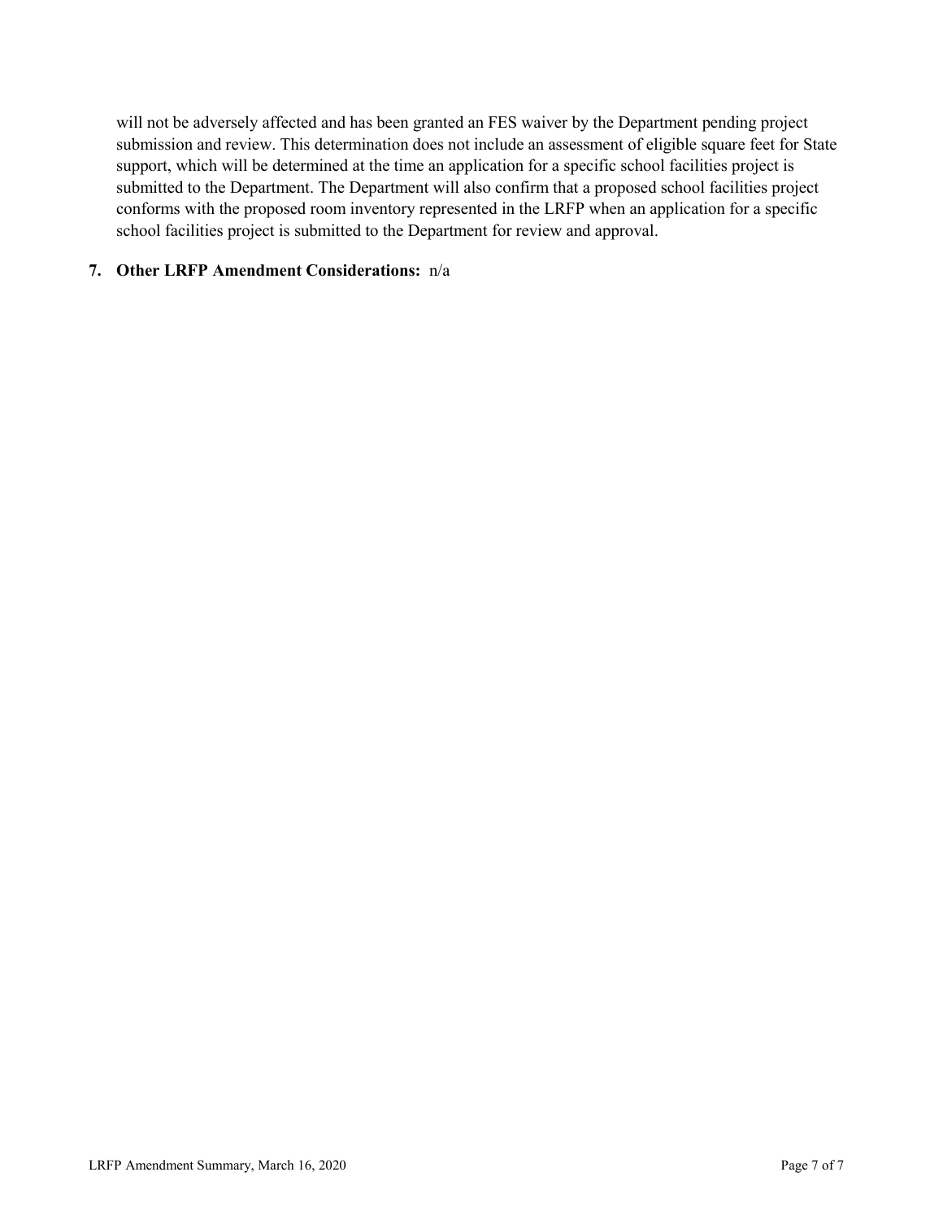will not be adversely affected and has been granted an FES waiver by the Department pending project submission and review. This determination does not include an assessment of eligible square feet for State support, which will be determined at the time an application for a specific school facilities project is submitted to the Department. The Department will also confirm that a proposed school facilities project conforms with the proposed room inventory represented in the LRFP when an application for a specific school facilities project is submitted to the Department for review and approval.

**7. Other LRFP Amendment Considerations:** n/a